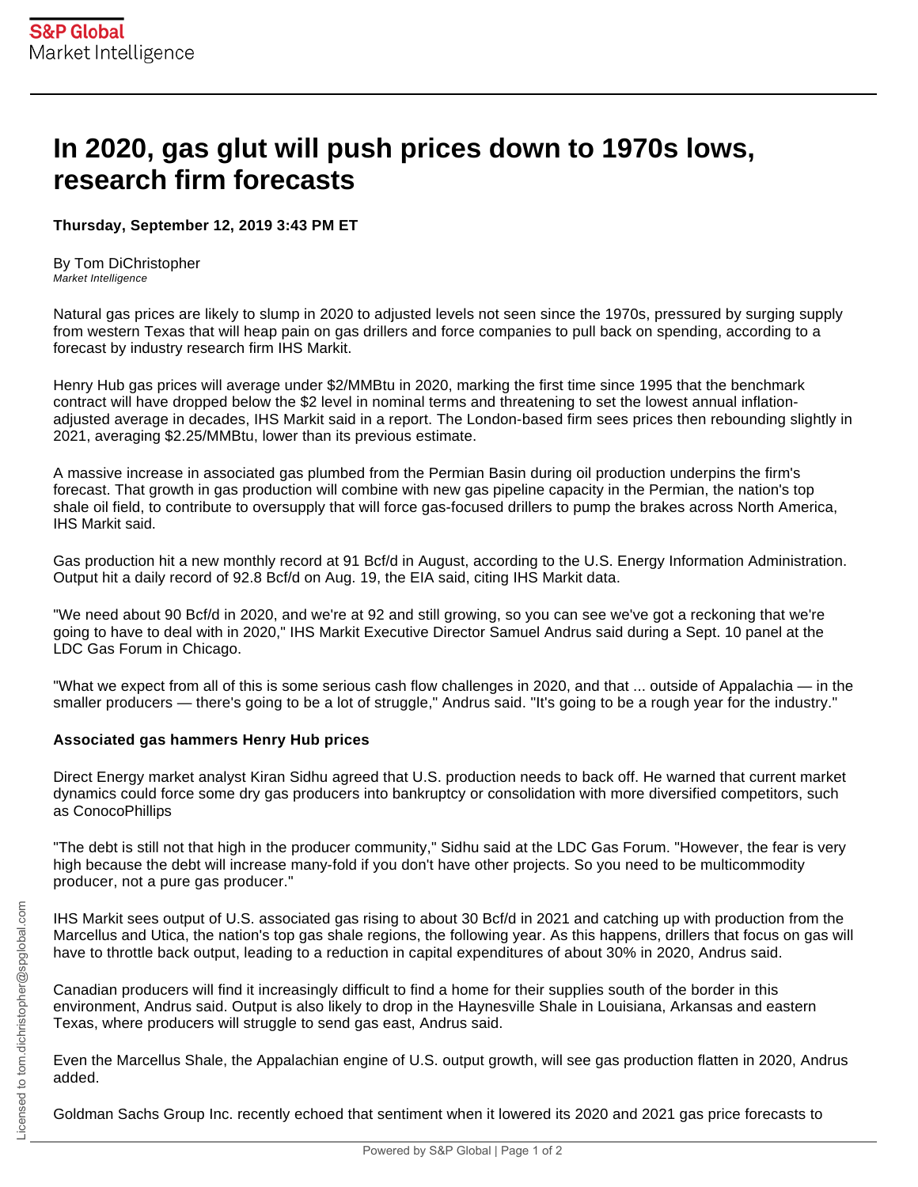# In 2020, gas glut will push prices down to 1970s lows, research firm forecasts

**Thursday, September 12, 2019 3:43 PM ET**

By Tom DiChristopher
*Market Intelligence*

Natural gas prices are likely to slump in 2020 to adjusted levels not seen since the 1970s, pressured by surging supply from western Texas that will heap pain on gas drillers and force companies to pull back on spending, according to a forecast by industry research firm IHS Markit.

Henry Hub gas prices will average under $2/MMBtu in 2020, marking the first time since 1995 that the benchmark contract will have dropped below the $2 level in nominal terms and threatening to set the lowest annual inflation-adjusted average in decades, IHS Markit said in a report. The London-based firm sees prices then rebounding slightly in 2021, averaging $2.25/MMBtu, lower than its previous estimate.

A massive increase in associated gas plumbed from the Permian Basin during oil production underpins the firm's forecast. That growth in gas production will combine with new gas pipeline capacity in the Permian, the nation's top shale oil field, to contribute to oversupply that will force gas-focused drillers to pump the brakes across North America, IHS Markit said.

Gas production hit a new monthly record at 91 Bcf/d in August, according to the U.S. Energy Information Administration. Output hit a daily record of 92.8 Bcf/d on Aug. 19, the EIA said, citing IHS Markit data.

"We need about 90 Bcf/d in 2020, and we're at 92 and still growing, so you can see we've got a reckoning that we're going to have to deal with in 2020," IHS Markit Executive Director Samuel Andrus said during a Sept. 10 panel at the LDC Gas Forum in Chicago.

"What we expect from all of this is some serious cash flow challenges in 2020, and that ... outside of Appalachia — in the smaller producers — there's going to be a lot of struggle," Andrus said. "It's going to be a rough year for the industry."

**Associated gas hammers Henry Hub prices**

Direct Energy market analyst Kiran Sidhu agreed that U.S. production needs to back off. He warned that current market dynamics could force some dry gas producers into bankruptcy or consolidation with more diversified competitors, such as ConocoPhillips

"The debt is still not that high in the producer community," Sidhu said at the LDC Gas Forum. "However, the fear is very high because the debt will increase many-fold if you don't have other projects. So you need to be multicommodity producer, not a pure gas producer."

IHS Markit sees output of U.S. associated gas rising to about 30 Bcf/d in 2021 and catching up with production from the Marcellus and Utica, the nation's top gas shale regions, the following year. As this happens, drillers that focus on gas will have to throttle back output, leading to a reduction in capital expenditures of about 30% in 2020, Andrus said.

Canadian producers will find it increasingly difficult to find a home for their supplies south of the border in this environment, Andrus said. Output is also likely to drop in the Haynesville Shale in Louisiana, Arkansas and eastern Texas, where producers will struggle to send gas east, Andrus said.

Even the Marcellus Shale, the Appalachian engine of U.S. output growth, will see gas production flatten in 2020, Andrus added.

Goldman Sachs Group Inc. recently echoed that sentiment when it lowered its 2020 and 2021 gas price forecasts to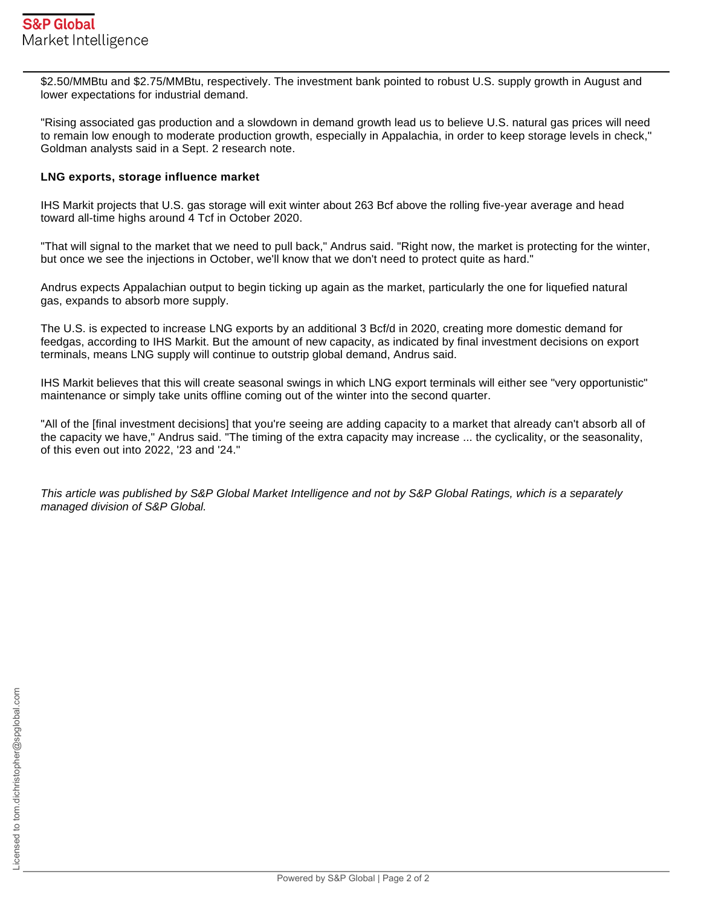$2.50/MMBtu and $2.75/MMBtu, respectively. The investment bank pointed to robust U.S. supply growth in August and lower expectations for industrial demand.

"Rising associated gas production and a slowdown in demand growth lead us to believe U.S. natural gas prices will need to remain low enough to moderate production growth, especially in Appalachia, in order to keep storage levels in check," Goldman analysts said in a Sept. 2 research note.

**LNG exports, storage influence market**

IHS Markit projects that U.S. gas storage will exit winter about 263 Bcf above the rolling five-year average and head toward all-time highs around 4 Tcf in October 2020.

"That will signal to the market that we need to pull back," Andrus said. "Right now, the market is protecting for the winter, but once we see the injections in October, we'll know that we don't need to protect quite as hard."

Andrus expects Appalachian output to begin ticking up again as the market, particularly the one for liquefied natural gas, expands to absorb more supply.

The U.S. is expected to increase LNG exports by an additional 3 Bcf/d in 2020, creating more domestic demand for feedgas, according to IHS Markit. But the amount of new capacity, as indicated by final investment decisions on export terminals, means LNG supply will continue to outstrip global demand, Andrus said.

IHS Markit believes that this will create seasonal swings in which LNG export terminals will either see "very opportunistic" maintenance or simply take units offline coming out of the winter into the second quarter.

"All of the [final investment decisions] that you're seeing are adding capacity to a market that already can't absorb all of the capacity we have," Andrus said. "The timing of the extra capacity may increase ... the cyclicality, or the seasonality, of this even out into 2022, '23 and '24."

*This article was published by S&P Global Market Intelligence and not by S&P Global Ratings, which is a separately managed division of S&P Global.*